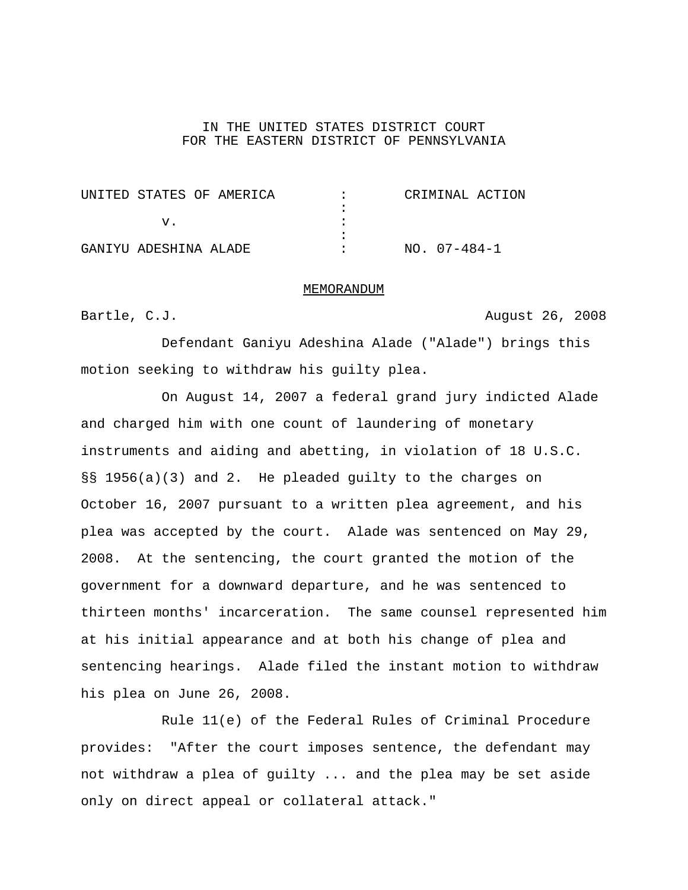IN THE UNITED STATES DISTRICT COURT
FOR THE EASTERN DISTRICT OF PENNSYLVANIA

| | | |
|---|---|---|
| UNITED STATES OF AMERICA | : | CRIMINAL ACTION |
| v. | : | |
| GANIYU ADESHINA ALADE | : | NO. 07-484-1 |

MEMORANDUM

Bartle, C.J. August 26, 2008

Defendant Ganiyu Adeshina Alade ("Alade") brings this motion seeking to withdraw his guilty plea.

On August 14, 2007 a federal grand jury indicted Alade and charged him with one count of laundering of monetary instruments and aiding and abetting, in violation of 18 U.S.C. §§ 1956(a)(3) and 2. He pleaded guilty to the charges on October 16, 2007 pursuant to a written plea agreement, and his plea was accepted by the court. Alade was sentenced on May 29, 2008. At the sentencing, the court granted the motion of the government for a downward departure, and he was sentenced to thirteen months' incarceration. The same counsel represented him at his initial appearance and at both his change of plea and sentencing hearings. Alade filed the instant motion to withdraw his plea on June 26, 2008.

Rule 11(e) of the Federal Rules of Criminal Procedure provides: "After the court imposes sentence, the defendant may not withdraw a plea of guilty ... and the plea may be set aside only on direct appeal or collateral attack."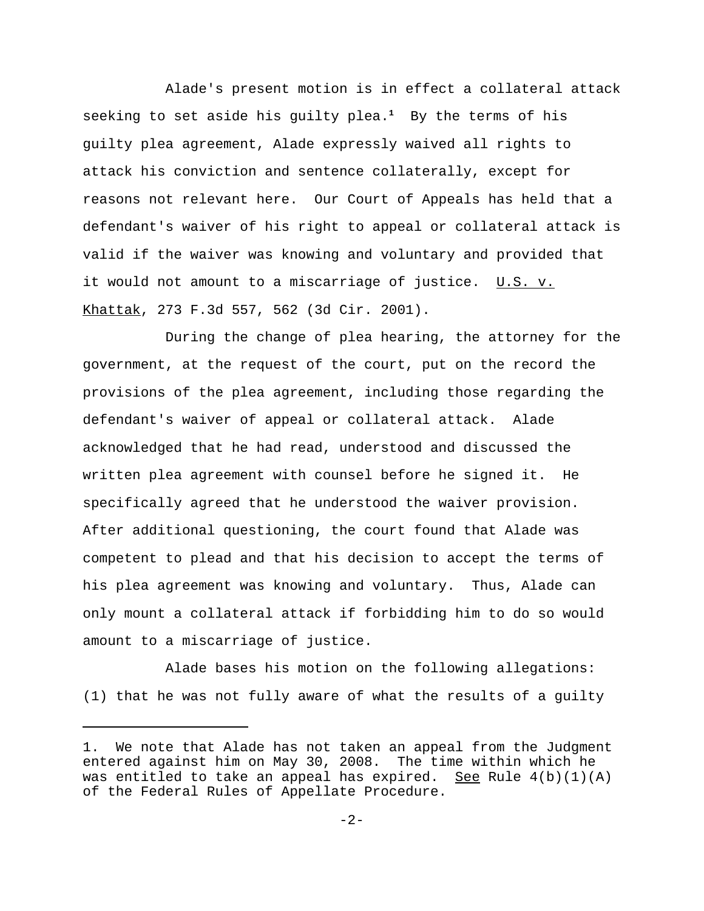Alade's present motion is in effect a collateral attack seeking to set aside his guilty plea.[1] By the terms of his guilty plea agreement, Alade expressly waived all rights to attack his conviction and sentence collaterally, except for reasons not relevant here. Our Court of Appeals has held that a defendant's waiver of his right to appeal or collateral attack is valid if the waiver was knowing and voluntary and provided that it would not amount to a miscarriage of justice. U.S. v. Khattak, 273 F.3d 557, 562 (3d Cir. 2001).

During the change of plea hearing, the attorney for the government, at the request of the court, put on the record the provisions of the plea agreement, including those regarding the defendant's waiver of appeal or collateral attack. Alade acknowledged that he had read, understood and discussed the written plea agreement with counsel before he signed it. He specifically agreed that he understood the waiver provision. After additional questioning, the court found that Alade was competent to plead and that his decision to accept the terms of his plea agreement was knowing and voluntary. Thus, Alade can only mount a collateral attack if forbidding him to do so would amount to a miscarriage of justice.

Alade bases his motion on the following allegations: (1) that he was not fully aware of what the results of a guilty

---

1. We note that Alade has not taken an appeal from the Judgment entered against him on May 30, 2008. The time within which he was entitled to take an appeal has expired. See Rule 4(b)(1)(A) of the Federal Rules of Appellate Procedure.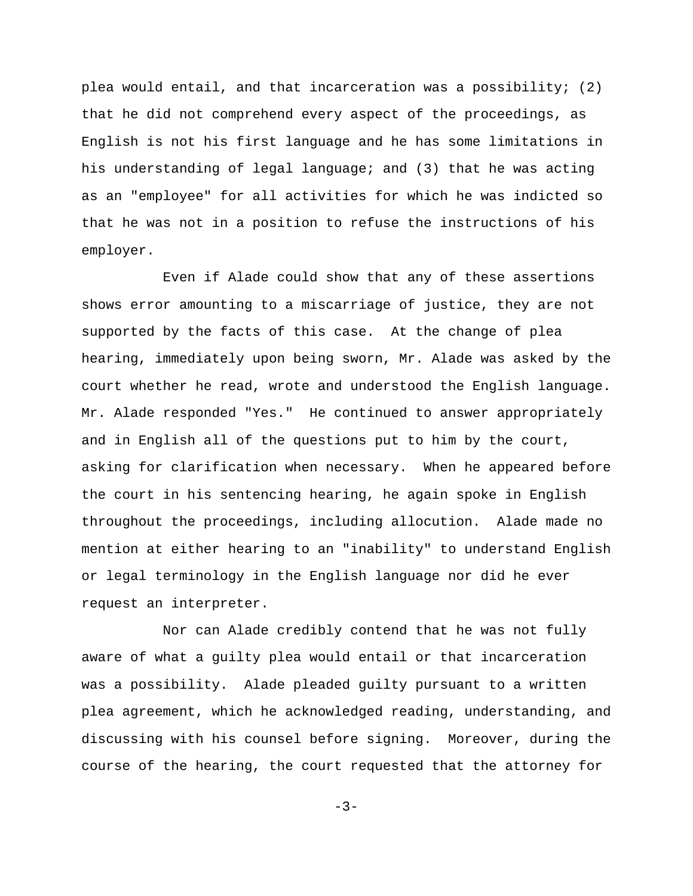plea would entail, and that incarceration was a possibility; (2) that he did not comprehend every aspect of the proceedings, as English is not his first language and he has some limitations in his understanding of legal language; and (3) that he was acting as an "employee" for all activities for which he was indicted so that he was not in a position to refuse the instructions of his employer.

Even if Alade could show that any of these assertions shows error amounting to a miscarriage of justice, they are not supported by the facts of this case. At the change of plea hearing, immediately upon being sworn, Mr. Alade was asked by the court whether he read, wrote and understood the English language. Mr. Alade responded "Yes." He continued to answer appropriately and in English all of the questions put to him by the court, asking for clarification when necessary. When he appeared before the court in his sentencing hearing, he again spoke in English throughout the proceedings, including allocution. Alade made no mention at either hearing to an "inability" to understand English or legal terminology in the English language nor did he ever request an interpreter.

Nor can Alade credibly contend that he was not fully aware of what a guilty plea would entail or that incarceration was a possibility. Alade pleaded guilty pursuant to a written plea agreement, which he acknowledged reading, understanding, and discussing with his counsel before signing. Moreover, during the course of the hearing, the court requested that the attorney for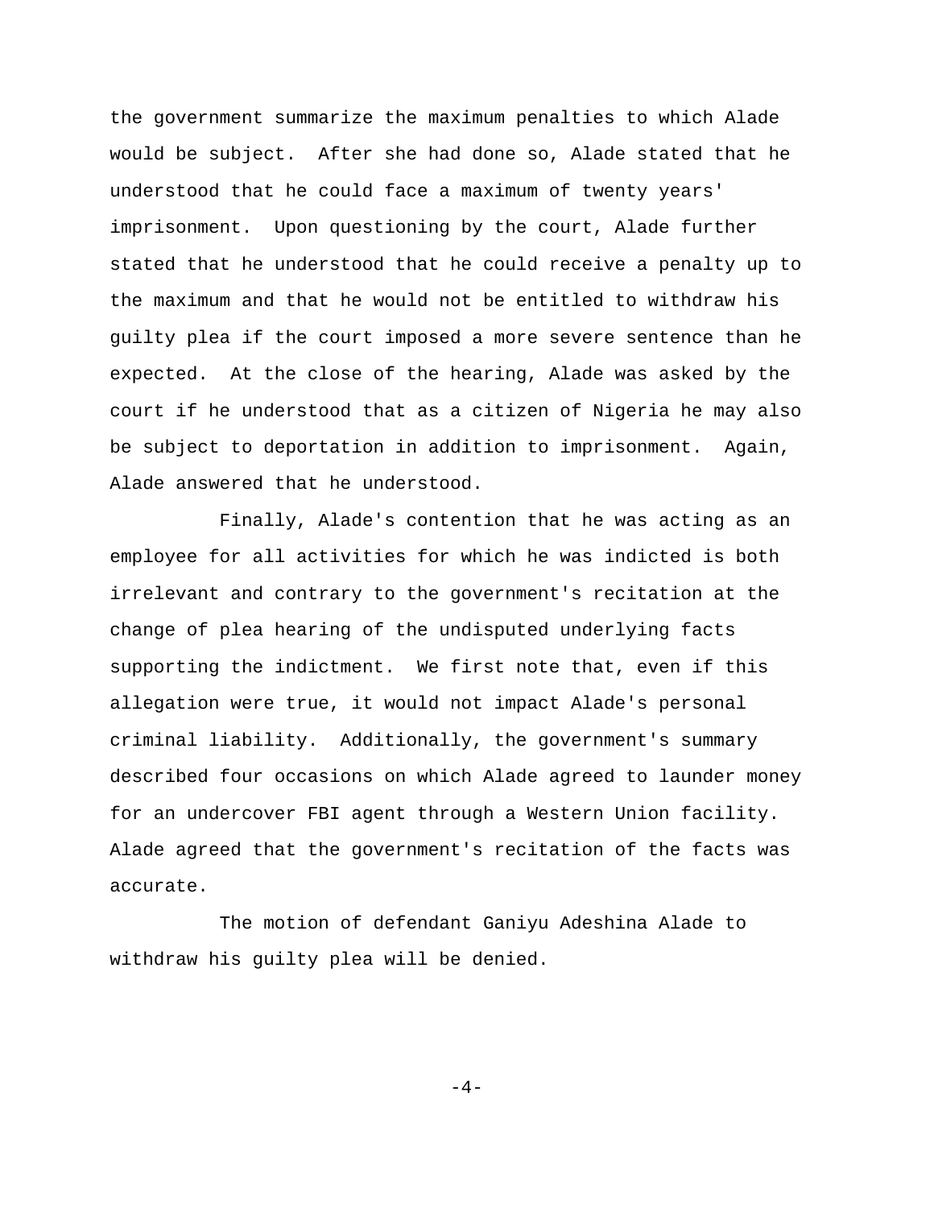the government summarize the maximum penalties to which Alade would be subject. After she had done so, Alade stated that he understood that he could face a maximum of twenty years' imprisonment. Upon questioning by the court, Alade further stated that he understood that he could receive a penalty up to the maximum and that he would not be entitled to withdraw his guilty plea if the court imposed a more severe sentence than he expected. At the close of the hearing, Alade was asked by the court if he understood that as a citizen of Nigeria he may also be subject to deportation in addition to imprisonment. Again, Alade answered that he understood.

Finally, Alade's contention that he was acting as an employee for all activities for which he was indicted is both irrelevant and contrary to the government's recitation at the change of plea hearing of the undisputed underlying facts supporting the indictment. We first note that, even if this allegation were true, it would not impact Alade's personal criminal liability. Additionally, the government's summary described four occasions on which Alade agreed to launder money for an undercover FBI agent through a Western Union facility. Alade agreed that the government's recitation of the facts was accurate.

The motion of defendant Ganiyu Adeshina Alade to withdraw his guilty plea will be denied.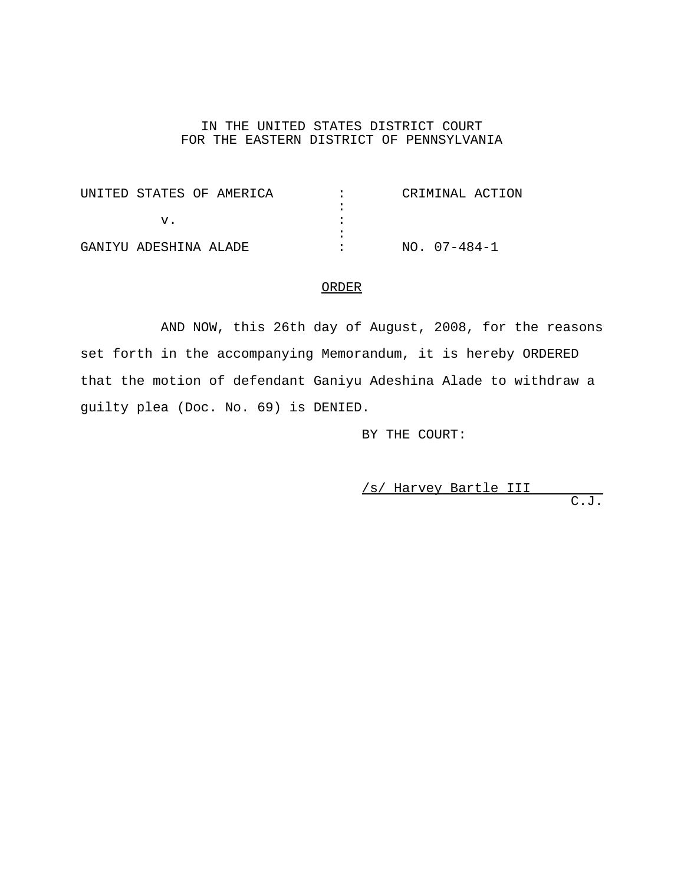IN THE UNITED STATES DISTRICT COURT
FOR THE EASTERN DISTRICT OF PENNSYLVANIA

| | | |
|---|---|---|
| UNITED STATES OF AMERICA | : | CRIMINAL ACTION |
| v. | : | |
| GANIYU ADESHINA ALADE | : | NO. 07-484-1 |

ORDER

AND NOW, this 26th day of August, 2008, for the reasons set forth in the accompanying Memorandum, it is hereby ORDERED that the motion of defendant Ganiyu Adeshina Alade to withdraw a guilty plea (Doc. No. 69) is DENIED.

BY THE COURT:

/s/ Harvey Bartle III
C.J.